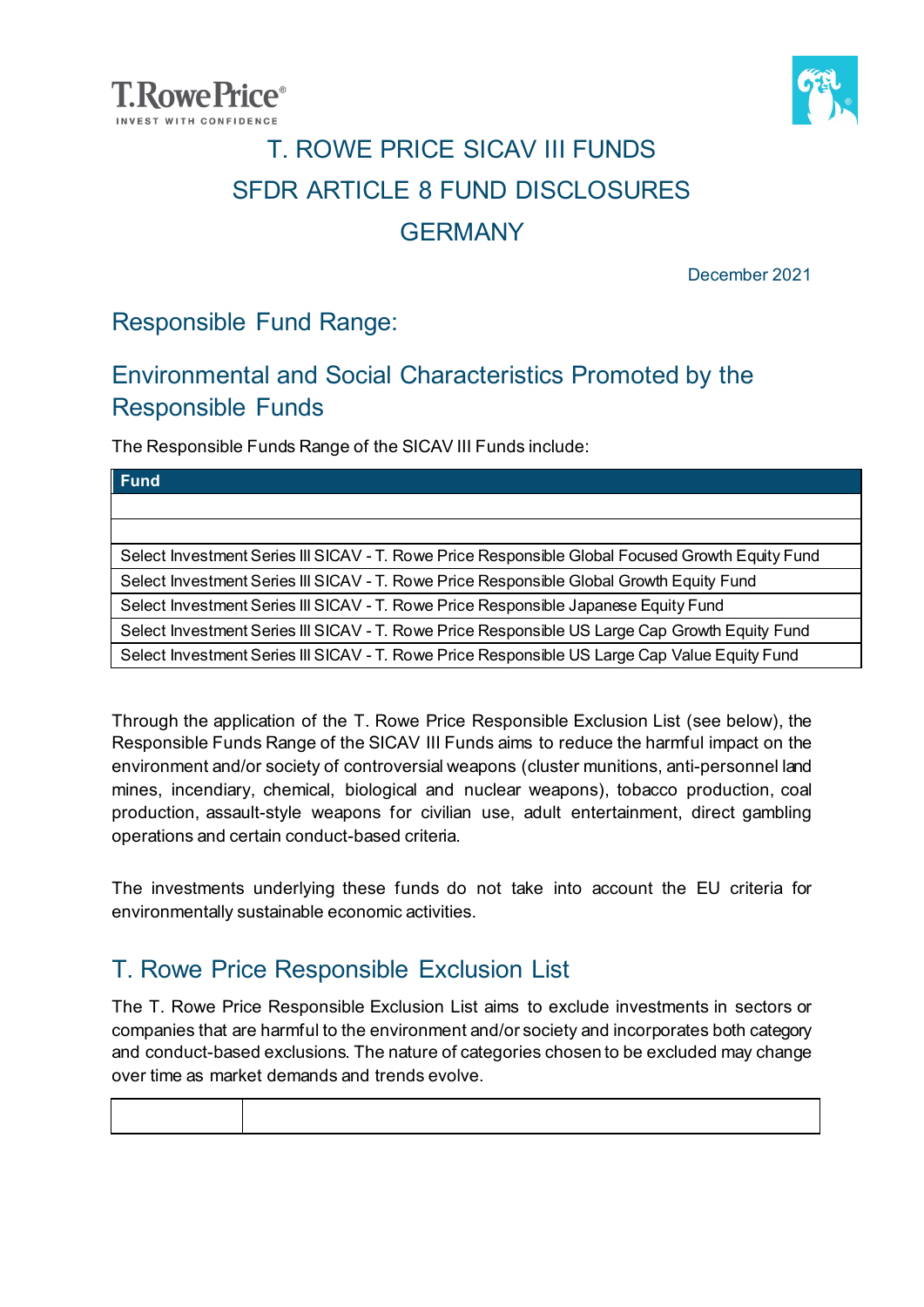# T. ROWE PRICE SICAV III FUNDS
# SFDR ARTICLE 8 FUND DISCLOSURES
# GERMANY

December 2021

## Responsible Fund Range:

## Environmental and Social Characteristics Promoted by the Responsible Funds

The Responsible Funds Range of the SICAV III Funds include:

| Fund |
|---|
| |
| |
| Select Investment Series III SICAV - T. Rowe Price Responsible Global Focused Growth Equity Fund |
| Select Investment Series III SICAV - T. Rowe Price Responsible Global Growth Equity Fund |
| Select Investment Series III SICAV - T. Rowe Price Responsible Japanese Equity Fund |
| Select Investment Series III SICAV - T. Rowe Price Responsible US Large Cap Growth Equity Fund |
| Select Investment Series III SICAV - T. Rowe Price Responsible US Large Cap Value Equity Fund |

Through the application of the T. Rowe Price Responsible Exclusion List (see below), the Responsible Funds Range of the SICAV III Funds aims to reduce the harmful impact on the environment and/or society of controversial weapons (cluster munitions, anti-personnel land mines, incendiary, chemical, biological and nuclear weapons), tobacco production, coal production, assault-style weapons for civilian use, adult entertainment, direct gambling operations and certain conduct-based criteria.

The investments underlying these funds do not take into account the EU criteria for environmentally sustainable economic activities.

## T. Rowe Price Responsible Exclusion List

The T. Rowe Price Responsible Exclusion List aims to exclude investments in sectors or companies that are harmful to the environment and/or society and incorporates both category and conduct-based exclusions. The nature of categories chosen to be excluded may change over time as market demands and trends evolve.

| | |
|---|---|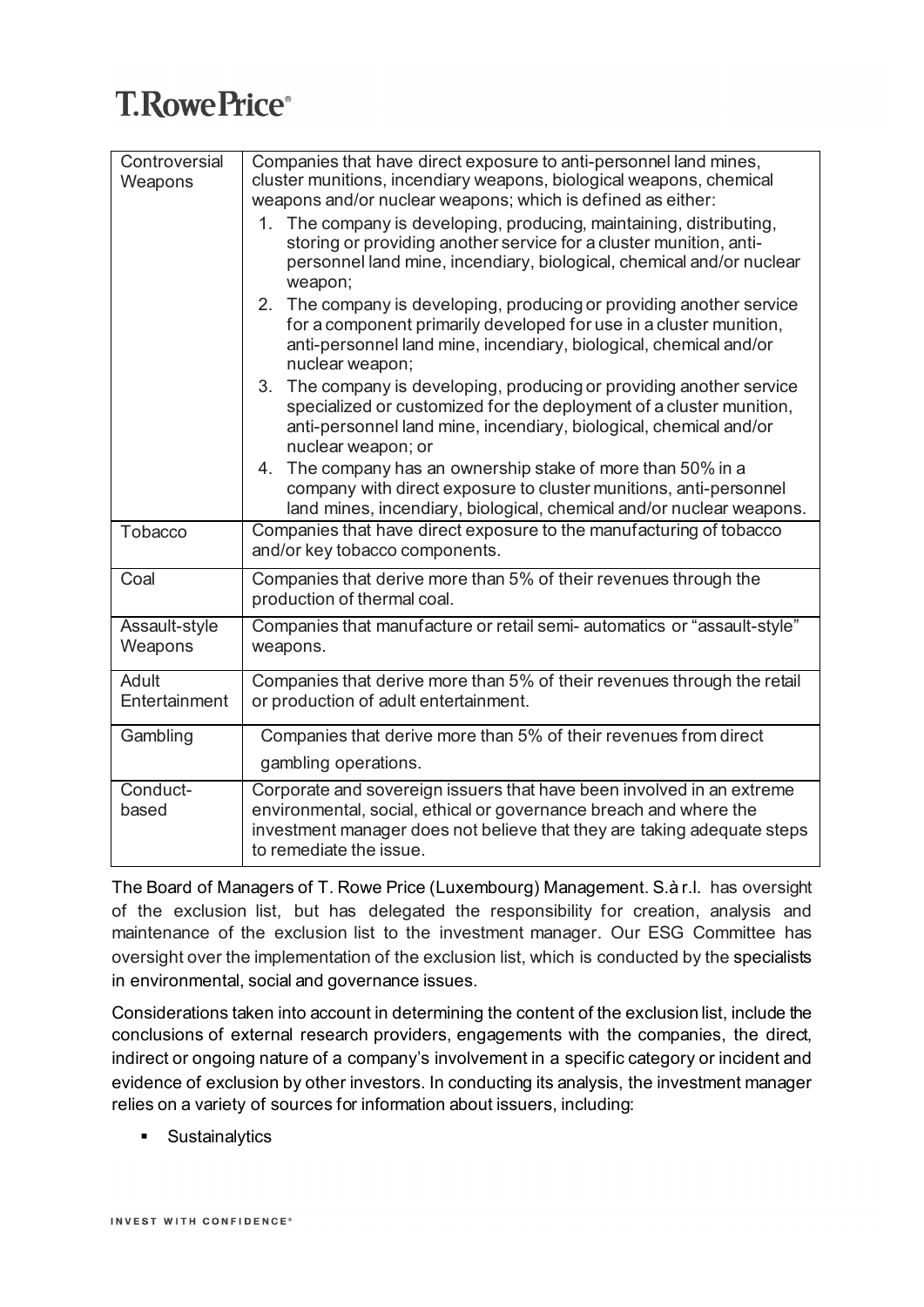| Controversial Weapons | Companies that have direct exposure to anti-personnel land mines, cluster munitions, incendiary weapons, biological weapons, chemical weapons and/or nuclear weapons; which is defined as either:<br>1. The company is developing, producing, maintaining, distributing, storing or providing another service for a cluster munition, anti-personnel land mine, incendiary, biological, chemical and/or nuclear weapon;<br>2. The company is developing, producing or providing another service for a component primarily developed for use in a cluster munition, anti-personnel land mine, incendiary, biological, chemical and/or nuclear weapon;<br>3. The company is developing, producing or providing another service specialized or customized for the deployment of a cluster munition, anti-personnel land mine, incendiary, biological, chemical and/or nuclear weapon; or<br>4. The company has an ownership stake of more than 50% in a company with direct exposure to cluster munitions, anti-personnel land mines, incendiary, biological, chemical and/or nuclear weapons. |
|---|---|
| Tobacco | Companies that have direct exposure to the manufacturing of tobacco and/or key tobacco components. |
| Coal | Companies that derive more than 5% of their revenues through the production of thermal coal. |
| Assault-style Weapons | Companies that manufacture or retail semi- automatics or "assault-style" weapons. |
| Adult Entertainment | Companies that derive more than 5% of their revenues through the retail or production of adult entertainment. |
| Gambling | Companies that derive more than 5% of their revenues from direct gambling operations. |
| Conduct-based | Corporate and sovereign issuers that have been involved in an extreme environmental, social, ethical or governance breach and where the investment manager does not believe that they are taking adequate steps to remediate the issue. |

The Board of Managers of T. Rowe Price (Luxembourg) Management. S.à r.l. has oversight of the exclusion list, but has delegated the responsibility for creation, analysis and maintenance of the exclusion list to the investment manager. Our ESG Committee has oversight over the implementation of the exclusion list, which is conducted by the specialists in environmental, social and governance issues.

Considerations taken into account in determining the content of the exclusion list, include the conclusions of external research providers, engagements with the companies, the direct, indirect or ongoing nature of a company's involvement in a specific category or incident and evidence of exclusion by other investors. In conducting its analysis, the investment manager relies on a variety of sources for information about issuers, including:

- Sustainalytics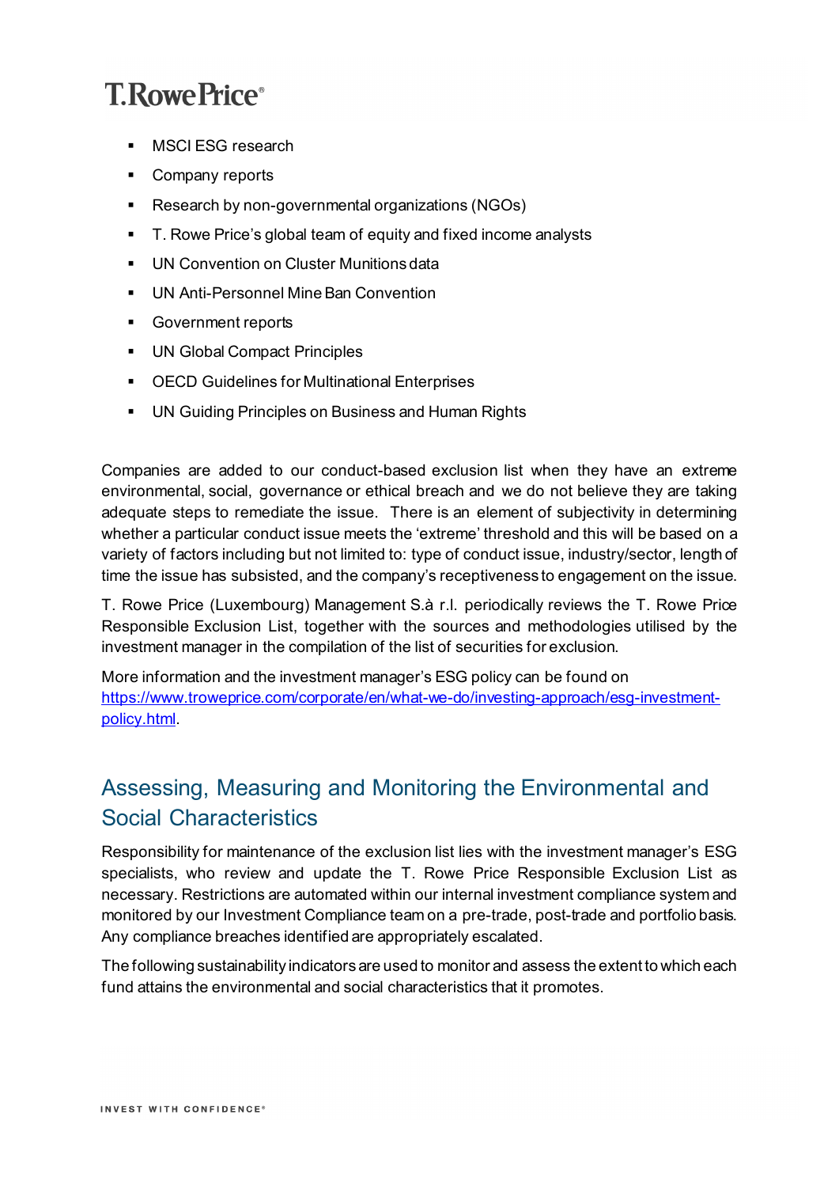- MSCI ESG research
- Company reports
- Research by non-governmental organizations (NGOs)
- T. Rowe Price's global team of equity and fixed income analysts
- UN Convention on Cluster Munitions data
- UN Anti-Personnel Mine Ban Convention
- Government reports
- UN Global Compact Principles
- OECD Guidelines for Multinational Enterprises
- UN Guiding Principles on Business and Human Rights

Companies are added to our conduct-based exclusion list when they have an extreme environmental, social, governance or ethical breach and we do not believe they are taking adequate steps to remediate the issue. There is an element of subjectivity in determining whether a particular conduct issue meets the 'extreme' threshold and this will be based on a variety of factors including but not limited to: type of conduct issue, industry/sector, length of time the issue has subsisted, and the company's receptiveness to engagement on the issue.

T. Rowe Price (Luxembourg) Management S.à r.l. periodically reviews the T. Rowe Price Responsible Exclusion List, together with the sources and methodologies utilised by the investment manager in the compilation of the list of securities for exclusion.

More information and the investment manager's ESG policy can be found on [https://www.troweprice.com/corporate/en/what-we-do/investing-approach/esg-investment-policy.html](https://www.troweprice.com/corporate/en/what-we-do/investing-approach/esg-investment-policy.html).

## Assessing, Measuring and Monitoring the Environmental and Social Characteristics

Responsibility for maintenance of the exclusion list lies with the investment manager's ESG specialists, who review and update the T. Rowe Price Responsible Exclusion List as necessary. Restrictions are automated within our internal investment compliance system and monitored by our Investment Compliance team on a pre-trade, post-trade and portfolio basis. Any compliance breaches identified are appropriately escalated.

The following sustainability indicators are used to monitor and assess the extent to which each fund attains the environmental and social characteristics that it promotes.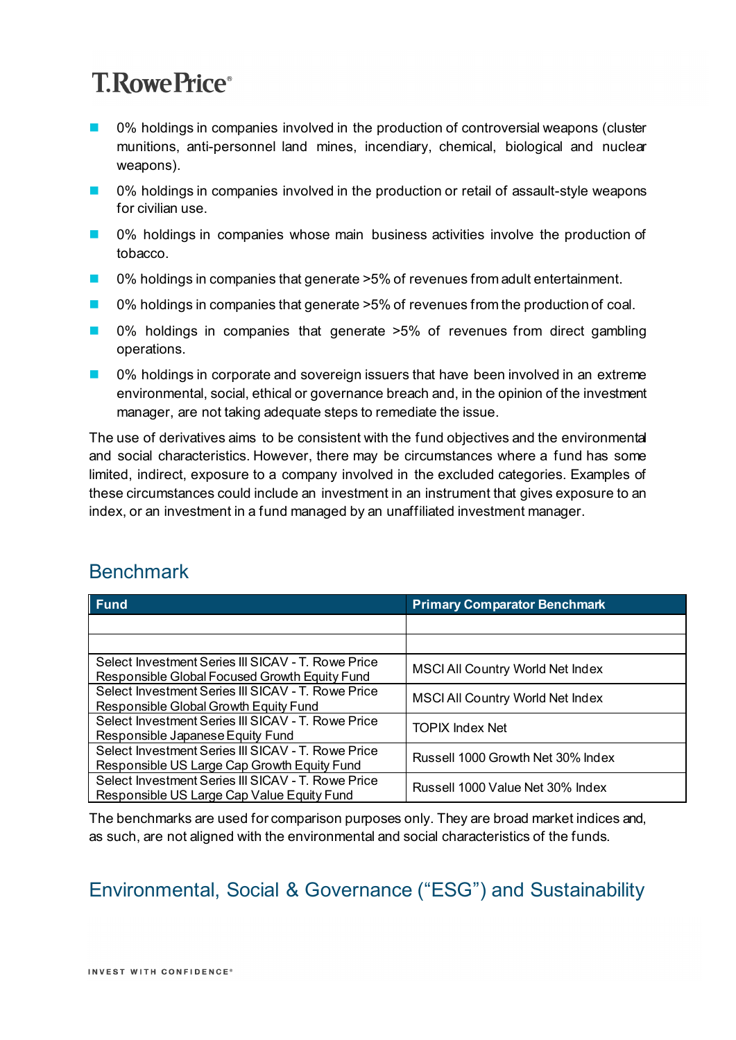- 0% holdings in companies involved in the production of controversial weapons (cluster munitions, anti-personnel land mines, incendiary, chemical, biological and nuclear weapons).
- 0% holdings in companies involved in the production or retail of assault-style weapons for civilian use.
- 0% holdings in companies whose main business activities involve the production of tobacco.
- 0% holdings in companies that generate >5% of revenues from adult entertainment.
- 0% holdings in companies that generate >5% of revenues from the production of coal.
- 0% holdings in companies that generate >5% of revenues from direct gambling operations.
- 0% holdings in corporate and sovereign issuers that have been involved in an extreme environmental, social, ethical or governance breach and, in the opinion of the investment manager, are not taking adequate steps to remediate the issue.

The use of derivatives aims to be consistent with the fund objectives and the environmental and social characteristics. However, there may be circumstances where a fund has some limited, indirect, exposure to a company involved in the excluded categories. Examples of these circumstances could include an investment in an instrument that gives exposure to an index, or an investment in a fund managed by an unaffiliated investment manager.

## Benchmark

| Fund | Primary Comparator Benchmark |
|---|---|
| | |
| | |
| Select Investment Series III SICAV - T. Rowe Price Responsible Global Focused Growth Equity Fund | MSCI All Country World Net Index |
| Select Investment Series III SICAV - T. Rowe Price Responsible Global Growth Equity Fund | MSCI All Country World Net Index |
| Select Investment Series III SICAV - T. Rowe Price Responsible Japanese Equity Fund | TOPIX Index Net |
| Select Investment Series III SICAV - T. Rowe Price Responsible US Large Cap Growth Equity Fund | Russell 1000 Growth Net 30% Index |
| Select Investment Series III SICAV - T. Rowe Price Responsible US Large Cap Value Equity Fund | Russell 1000 Value Net 30% Index |

The benchmarks are used for comparison purposes only. They are broad market indices and, as such, are not aligned with the environmental and social characteristics of the funds.

## Environmental, Social & Governance ("ESG") and Sustainability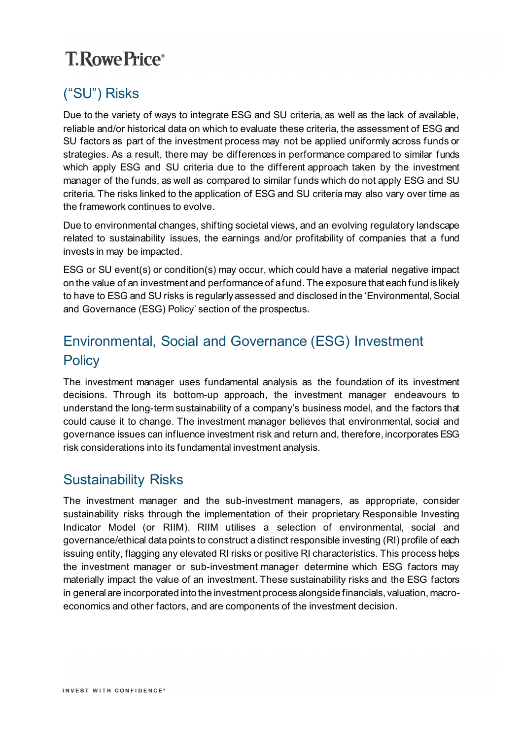## ("SU") Risks

Due to the variety of ways to integrate ESG and SU criteria, as well as the lack of available, reliable and/or historical data on which to evaluate these criteria, the assessment of ESG and SU factors as part of the investment process may not be applied uniformly across funds or strategies. As a result, there may be differences in performance compared to similar funds which apply ESG and SU criteria due to the different approach taken by the investment manager of the funds, as well as compared to similar funds which do not apply ESG and SU criteria. The risks linked to the application of ESG and SU criteria may also vary over time as the framework continues to evolve.

Due to environmental changes, shifting societal views, and an evolving regulatory landscape related to sustainability issues, the earnings and/or profitability of companies that a fund invests in may be impacted.

ESG or SU event(s) or condition(s) may occur, which could have a material negative impact on the value of an investment and performance of a fund. The exposure that each fund is likely to have to ESG and SU risks is regularly assessed and disclosed in the 'Environmental, Social and Governance (ESG) Policy' section of the prospectus.

## Environmental, Social and Governance (ESG) Investment Policy

The investment manager uses fundamental analysis as the foundation of its investment decisions. Through its bottom-up approach, the investment manager endeavours to understand the long-term sustainability of a company's business model, and the factors that could cause it to change. The investment manager believes that environmental, social and governance issues can influence investment risk and return and, therefore, incorporates ESG risk considerations into its fundamental investment analysis.

## Sustainability Risks

The investment manager and the sub-investment managers, as appropriate, consider sustainability risks through the implementation of their proprietary Responsible Investing Indicator Model (or RIIM). RIIM utilises a selection of environmental, social and governance/ethical data points to construct a distinct responsible investing (RI) profile of each issuing entity, flagging any elevated RI risks or positive RI characteristics. This process helps the investment manager or sub-investment manager determine which ESG factors may materially impact the value of an investment. These sustainability risks and the ESG factors in general are incorporated into the investment process alongside financials, valuation, macro-economics and other factors, and are components of the investment decision.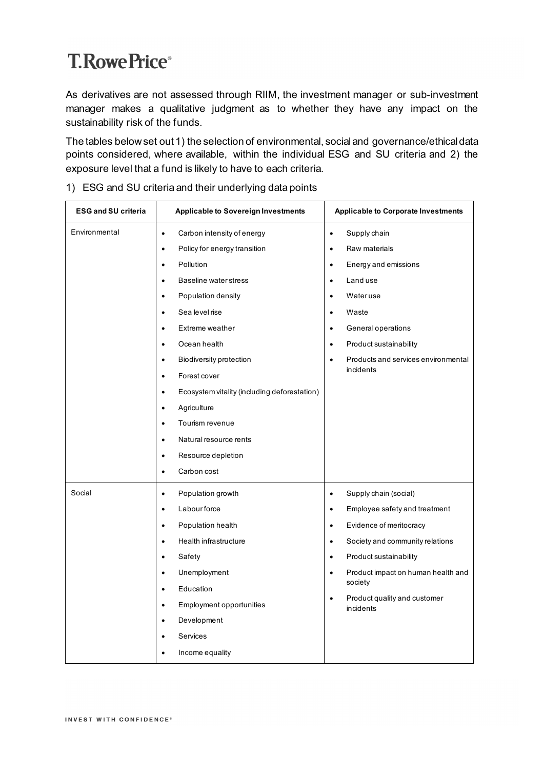As derivatives are not assessed through RIIM, the investment manager or sub-investment manager makes a qualitative judgment as to whether they have any impact on the sustainability risk of the funds.

The tables below set out 1) the selection of environmental, social and governance/ethical data points considered, where available, within the individual ESG and SU criteria and 2) the exposure level that a fund is likely to have to each criteria.

1) ESG and SU criteria and their underlying data points

| ESG and SU criteria | Applicable to Sovereign Investments | Applicable to Corporate Investments |
|---|---|---|
| Environmental | • Carbon intensity of energy<br>• Policy for energy transition<br>• Pollution<br>• Baseline water stress<br>• Population density<br>• Sea level rise<br>• Extreme weather<br>• Ocean health<br>• Biodiversity protection<br>• Forest cover<br>• Ecosystem vitality (including deforestation)<br>• Agriculture<br>• Tourism revenue<br>• Natural resource rents<br>• Resource depletion<br>• Carbon cost | • Supply chain<br>• Raw materials<br>• Energy and emissions<br>• Land use<br>• Water use<br>• Waste<br>• General operations<br>• Product sustainability<br>• Products and services environmental incidents |
| Social | • Population growth<br>• Labour force<br>• Population health<br>• Health infrastructure<br>• Safety<br>• Unemployment<br>• Education<br>• Employment opportunities<br>• Development<br>• Services<br>• Income equality | • Supply chain (social)<br>• Employee safety and treatment<br>• Evidence of meritocracy<br>• Society and community relations<br>• Product sustainability<br>• Product impact on human health and society<br>• Product quality and customer incidents |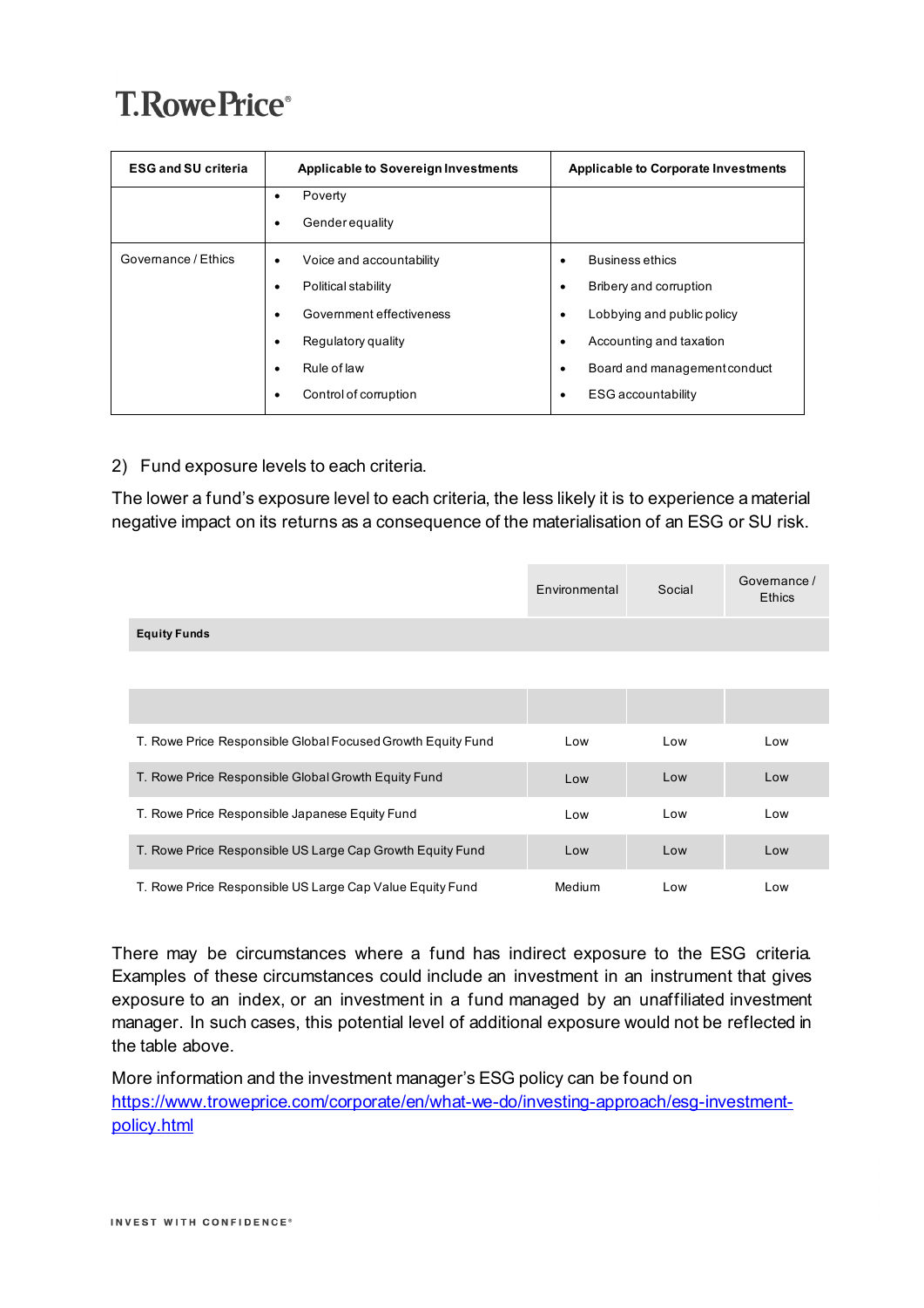| ESG and SU criteria | Applicable to Sovereign Investments | Applicable to Corporate Investments |
|---|---|---|
| | • Poverty<br>• Gender equality | |
| Governance / Ethics | • Voice and accountability<br>• Political stability<br>• Government effectiveness<br>• Regulatory quality<br>• Rule of law<br>• Control of corruption | • Business ethics<br>• Bribery and corruption<br>• Lobbying and public policy<br>• Accounting and taxation<br>• Board and management conduct<br>• ESG accountability |

2) Fund exposure levels to each criteria.

The lower a fund's exposure level to each criteria, the less likely it is to experience a material negative impact on its returns as a consequence of the materialisation of an ESG or SU risk.

| | Environmental | Social | Governance / Ethics |
|---|---|---|---|
| **Equity Funds** | | | |
| | | | |
| T. Rowe Price Responsible Global Focused Growth Equity Fund | Low | Low | Low |
| T. Rowe Price Responsible Global Growth Equity Fund | Low | Low | Low |
| T. Rowe Price Responsible Japanese Equity Fund | Low | Low | Low |
| T. Rowe Price Responsible US Large Cap Growth Equity Fund | Low | Low | Low |
| T. Rowe Price Responsible US Large Cap Value Equity Fund | Medium | Low | Low |

There may be circumstances where a fund has indirect exposure to the ESG criteria. Examples of these circumstances could include an investment in an instrument that gives exposure to an index, or an investment in a fund managed by an unaffiliated investment manager. In such cases, this potential level of additional exposure would not be reflected in the table above.

More information and the investment manager's ESG policy can be found on [https://www.troweprice.com/corporate/en/what-we-do/investing-approach/esg-investment-policy.html](https://www.troweprice.com/corporate/en/what-we-do/investing-approach/esg-investment-policy.html)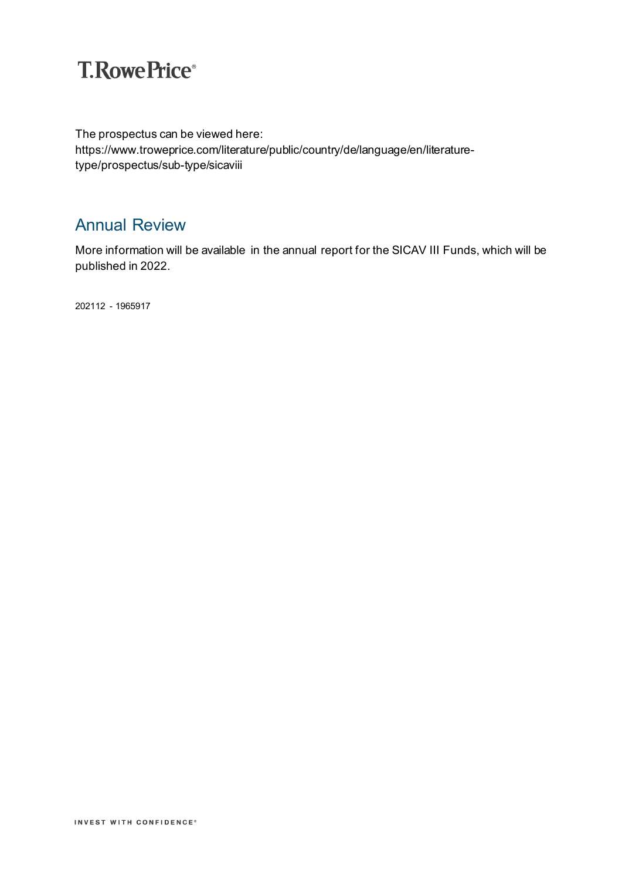The prospectus can be viewed here:
https://www.troweprice.com/literature/public/country/de/language/en/literature-type/prospectus/sub-type/sicaviii

## Annual Review

More information will be available in the annual report for the SICAV III Funds, which will be published in 2022.

202112 - 1965917